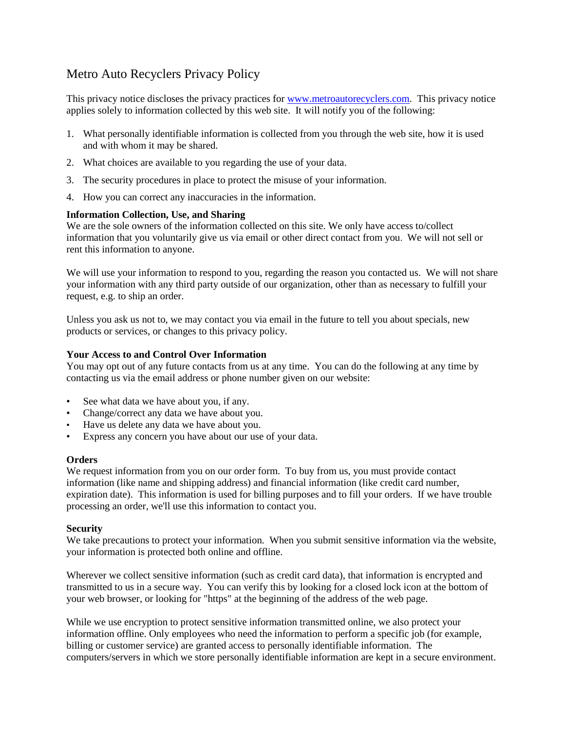# Metro Auto Recyclers Privacy Policy

This privacy notice discloses the privacy practices for [www.metroautorecyclers.com](http://www.metroautorecyclers.com). This privacy notice applies solely to information collected by this web site. It will notify you of the following:

1. What personally identifiable information is collected from you through the web site, how it is used and with whom it may be shared.
2. What choices are available to you regarding the use of your data.
3. The security procedures in place to protect the misuse of your information.
4. How you can correct any inaccuracies in the information.

**Information Collection, Use, and Sharing**

We are the sole owners of the information collected on this site. We only have access to/collect information that you voluntarily give us via email or other direct contact from you. We will not sell or rent this information to anyone.

We will use your information to respond to you, regarding the reason you contacted us. We will not share your information with any third party outside of our organization, other than as necessary to fulfill your request, e.g. to ship an order.

Unless you ask us not to, we may contact you via email in the future to tell you about specials, new products or services, or changes to this privacy policy.

**Your Access to and Control Over Information**

You may opt out of any future contacts from us at any time. You can do the following at any time by contacting us via the email address or phone number given on our website:

- See what data we have about you, if any.
- Change/correct any data we have about you.
- Have us delete any data we have about you.
- Express any concern you have about our use of your data.

**Orders**

We request information from you on our order form. To buy from us, you must provide contact information (like name and shipping address) and financial information (like credit card number, expiration date). This information is used for billing purposes and to fill your orders. If we have trouble processing an order, we'll use this information to contact you.

**Security**

We take precautions to protect your information. When you submit sensitive information via the website, your information is protected both online and offline.

Wherever we collect sensitive information (such as credit card data), that information is encrypted and transmitted to us in a secure way. You can verify this by looking for a closed lock icon at the bottom of your web browser, or looking for "https" at the beginning of the address of the web page.

While we use encryption to protect sensitive information transmitted online, we also protect your information offline. Only employees who need the information to perform a specific job (for example, billing or customer service) are granted access to personally identifiable information. The computers/servers in which we store personally identifiable information are kept in a secure environment.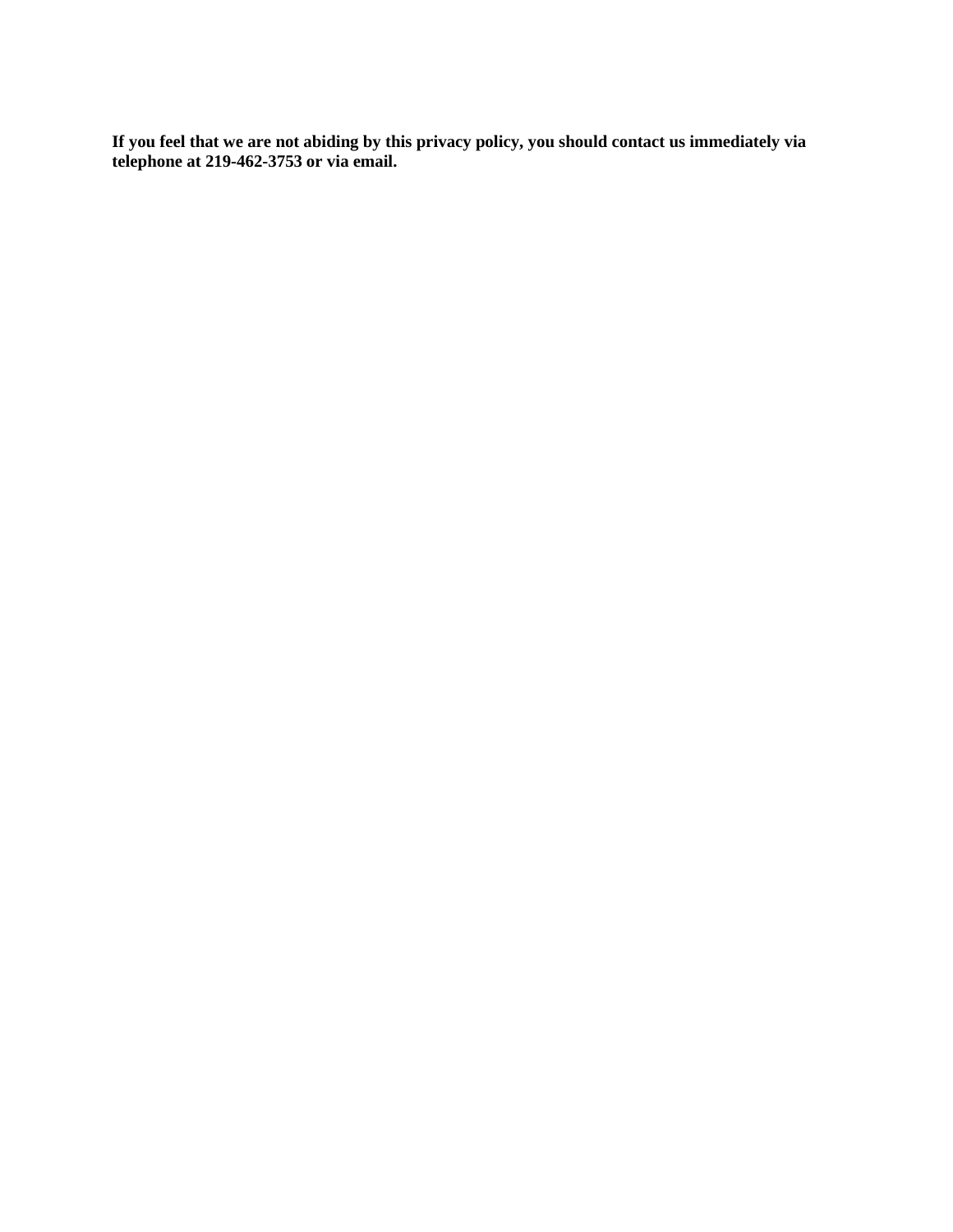**If you feel that we are not abiding by this privacy policy, you should contact us immediately via telephone at 219-462-3753 or via email.**